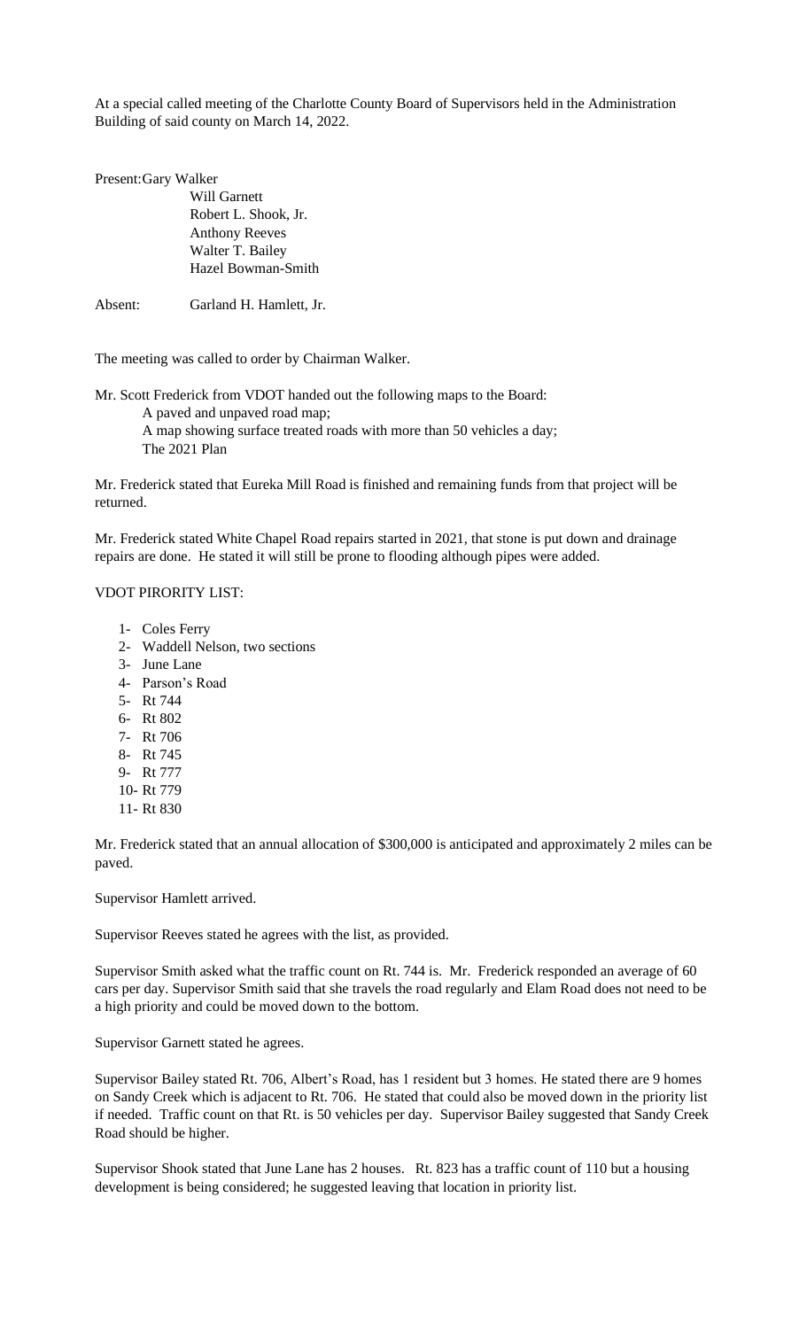At a special called meeting of the Charlotte County Board of Supervisors held in the Administration Building of said county on March 14, 2022.

Present: Gary Walker
Will Garnett
Robert L. Shook, Jr.
Anthony Reeves
Walter T. Bailey
Hazel Bowman-Smith

Absent: Garland H. Hamlett, Jr.

The meeting was called to order by Chairman Walker.

Mr. Scott Frederick from VDOT handed out the following maps to the Board:
A paved and unpaved road map;
A map showing surface treated roads with more than 50 vehicles a day;
The 2021 Plan

Mr. Frederick stated that Eureka Mill Road is finished and remaining funds from that project will be returned.

Mr. Frederick stated White Chapel Road repairs started in 2021, that stone is put down and drainage repairs are done. He stated it will still be prone to flooding although pipes were added.

VDOT PIRORITY LIST:

1- Coles Ferry
2- Waddell Nelson, two sections
3- June Lane
4- Parson's Road
5- Rt 744
6- Rt 802
7- Rt 706
8- Rt 745
9- Rt 777
10- Rt 779
11- Rt 830

Mr. Frederick stated that an annual allocation of $300,000 is anticipated and approximately 2 miles can be paved.

Supervisor Hamlett arrived.

Supervisor Reeves stated he agrees with the list, as provided.

Supervisor Smith asked what the traffic count on Rt. 744 is. Mr. Frederick responded an average of 60 cars per day. Supervisor Smith said that she travels the road regularly and Elam Road does not need to be a high priority and could be moved down to the bottom.

Supervisor Garnett stated he agrees.

Supervisor Bailey stated Rt. 706, Albert's Road, has 1 resident but 3 homes. He stated there are 9 homes on Sandy Creek which is adjacent to Rt. 706. He stated that could also be moved down in the priority list if needed. Traffic count on that Rt. is 50 vehicles per day. Supervisor Bailey suggested that Sandy Creek Road should be higher.

Supervisor Shook stated that June Lane has 2 houses. Rt. 823 has a traffic count of 110 but a housing development is being considered; he suggested leaving that location in priority list.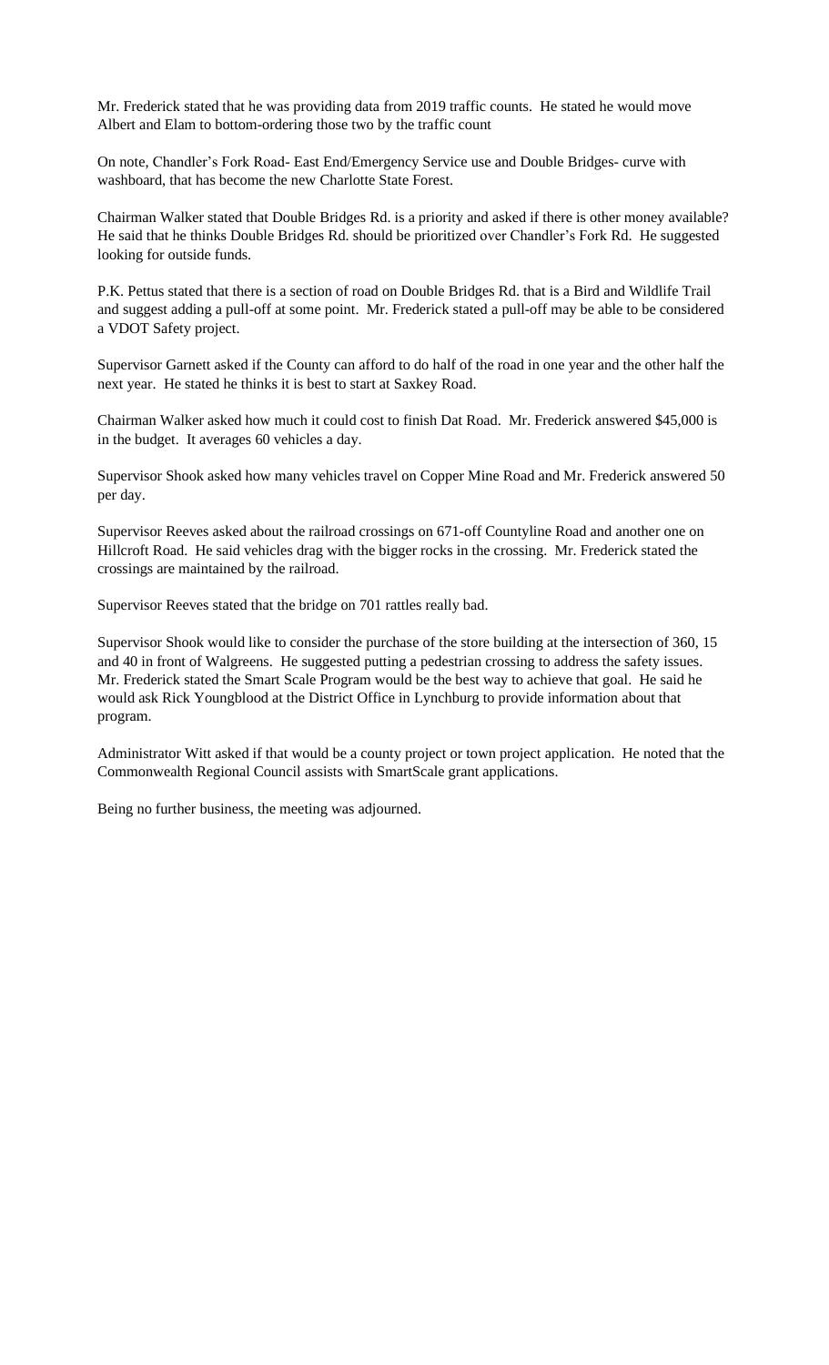Mr. Frederick stated that he was providing data from 2019 traffic counts. He stated he would move Albert and Elam to bottom-ordering those two by the traffic count

On note, Chandler's Fork Road- East End/Emergency Service use and Double Bridges- curve with washboard, that has become the new Charlotte State Forest.

Chairman Walker stated that Double Bridges Rd. is a priority and asked if there is other money available? He said that he thinks Double Bridges Rd. should be prioritized over Chandler's Fork Rd. He suggested looking for outside funds.

P.K. Pettus stated that there is a section of road on Double Bridges Rd. that is a Bird and Wildlife Trail and suggest adding a pull-off at some point. Mr. Frederick stated a pull-off may be able to be considered a VDOT Safety project.

Supervisor Garnett asked if the County can afford to do half of the road in one year and the other half the next year. He stated he thinks it is best to start at Saxkey Road.

Chairman Walker asked how much it could cost to finish Dat Road. Mr. Frederick answered $45,000 is in the budget. It averages 60 vehicles a day.

Supervisor Shook asked how many vehicles travel on Copper Mine Road and Mr. Frederick answered 50 per day.

Supervisor Reeves asked about the railroad crossings on 671-off Countyline Road and another one on Hillcroft Road. He said vehicles drag with the bigger rocks in the crossing. Mr. Frederick stated the crossings are maintained by the railroad.

Supervisor Reeves stated that the bridge on 701 rattles really bad.

Supervisor Shook would like to consider the purchase of the store building at the intersection of 360, 15 and 40 in front of Walgreens. He suggested putting a pedestrian crossing to address the safety issues. Mr. Frederick stated the Smart Scale Program would be the best way to achieve that goal. He said he would ask Rick Youngblood at the District Office in Lynchburg to provide information about that program.

Administrator Witt asked if that would be a county project or town project application. He noted that the Commonwealth Regional Council assists with SmartScale grant applications.

Being no further business, the meeting was adjourned.